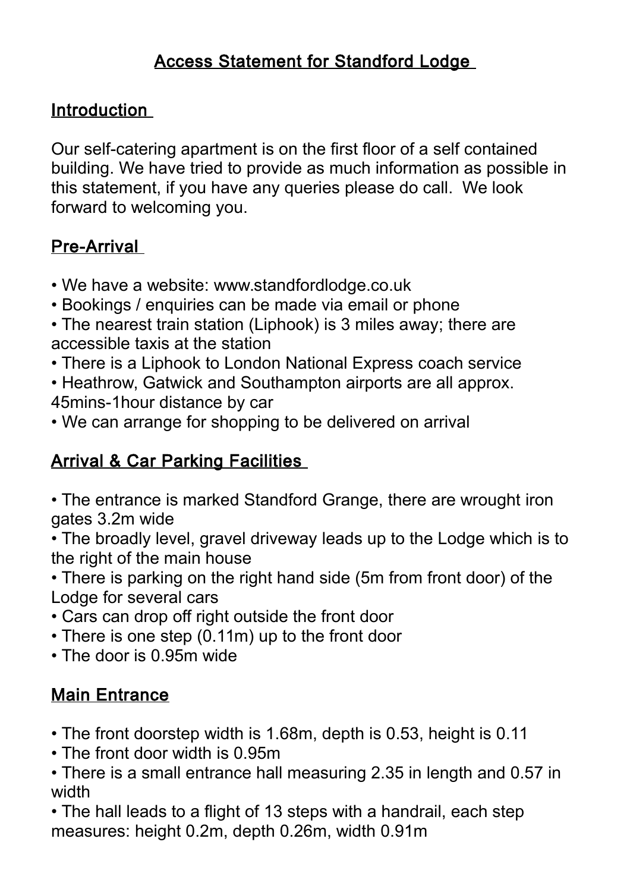# Access Statement for Standford Lodge

## Introduction

Our self-catering apartment is on the first floor of a self contained building. We have tried to provide as much information as possible in this statement, if you have any queries please do call. We look forward to welcoming you.

## Pre-Arrival

- We have a website: www.standfordlodge.co.uk
- Bookings / enquiries can be made via email or phone
- The nearest train station (Liphook) is 3 miles away; there are accessible taxis at the station
- There is a Liphook to London National Express coach service
- Heathrow, Gatwick and Southampton airports are all approx. 45mins-1hour distance by car
- We can arrange for shopping to be delivered on arrival

## Arrival & Car Parking Facilities

- The entrance is marked Standford Grange, there are wrought iron gates 3.2m wide
- The broadly level, gravel driveway leads up to the Lodge which is to the right of the main house
- There is parking on the right hand side (5m from front door) of the Lodge for several cars
- Cars can drop off right outside the front door
- There is one step (0.11m) up to the front door
- The door is 0.95m wide

## Main Entrance

- The front doorstep width is 1.68m, depth is 0.53, height is 0.11
- The front door width is 0.95m
- There is a small entrance hall measuring 2.35 in length and 0.57 in width
- The hall leads to a flight of 13 steps with a handrail, each step measures: height 0.2m, depth 0.26m, width 0.91m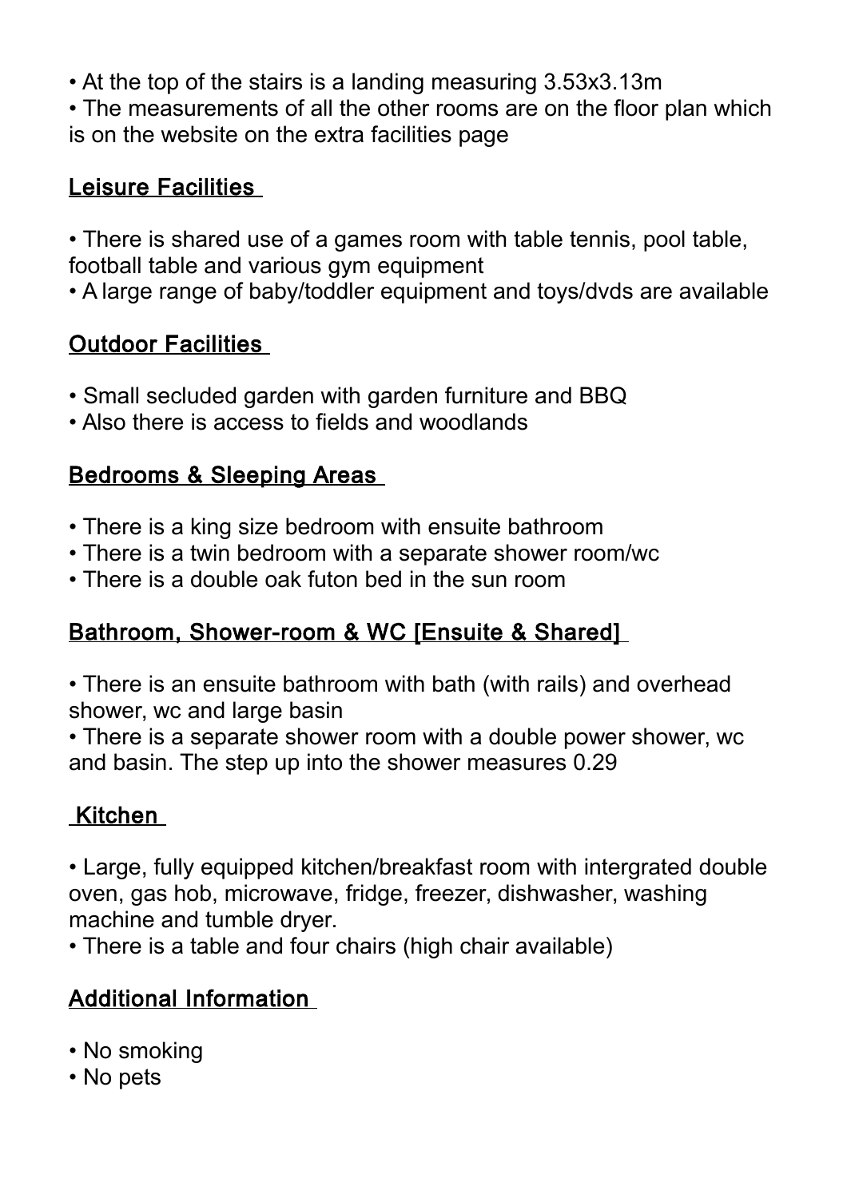- At the top of the stairs is a landing measuring 3.53x3.13m
- The measurements of all the other rooms are on the floor plan which is on the website on the extra facilities page

## Leisure Facilities

- There is shared use of a games room with table tennis, pool table, football table and various gym equipment
- A large range of baby/toddler equipment and toys/dvds are available

## Outdoor Facilities

- Small secluded garden with garden furniture and BBQ
- Also there is access to fields and woodlands

## Bedrooms & Sleeping Areas

- There is a king size bedroom with ensuite bathroom
- There is a twin bedroom with a separate shower room/wc
- There is a double oak futon bed in the sun room

## Bathroom, Shower-room & WC [Ensuite & Shared]

- There is an ensuite bathroom with bath (with rails) and overhead shower, wc and large basin
- There is a separate shower room with a double power shower, wc and basin. The step up into the shower measures 0.29

## Kitchen

- Large, fully equipped kitchen/breakfast room with intergrated double oven, gas hob, microwave, fridge, freezer, dishwasher, washing machine and tumble dryer.
- There is a table and four chairs (high chair available)

## Additional Information

- No smoking
- No pets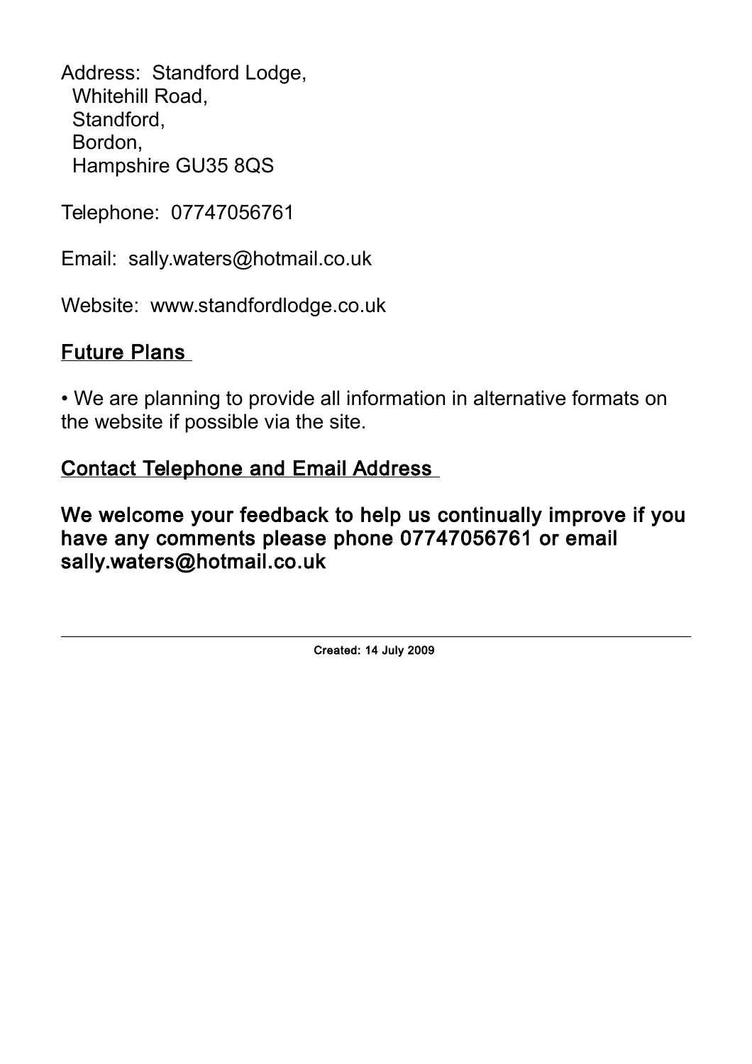Address: Standford Lodge,
Whitehill Road,
Standford,
Bordon,
Hampshire GU35 8QS

Telephone: 07747056761

Email: sally.waters@hotmail.co.uk

Website: www.standfordlodge.co.uk

## Future Plans

• We are planning to provide all information in alternative formats on the website if possible via the site.

## Contact Telephone and Email Address

**We welcome your feedback to help us continually improve if you have any comments please phone 07747056761 or email sally.waters@hotmail.co.uk**

---

**Created: 14 July 2009**